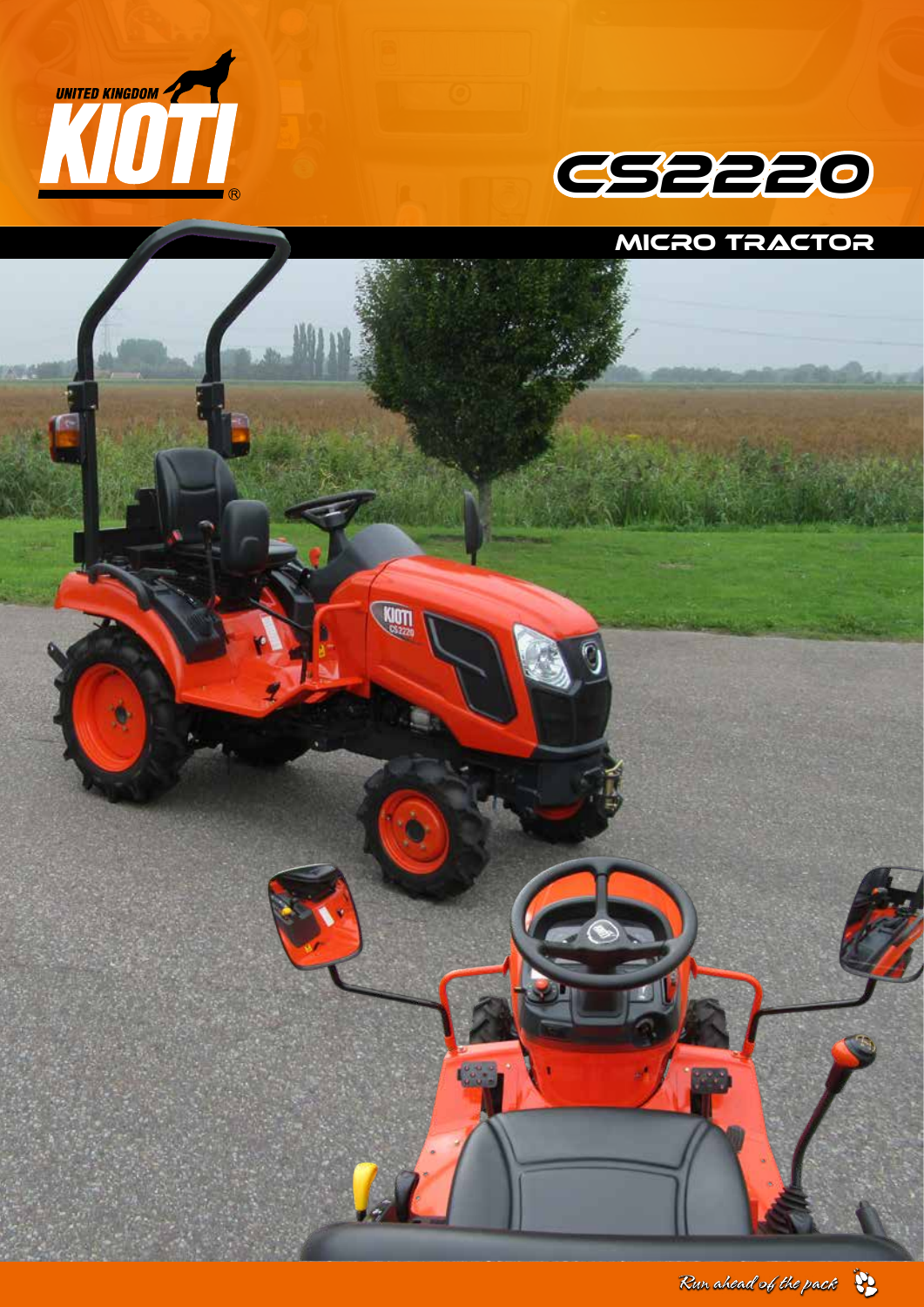UNITED KINGDOM KIOTI®

# CS2220

## MICRO TRACTOR

*Run ahead of the pack*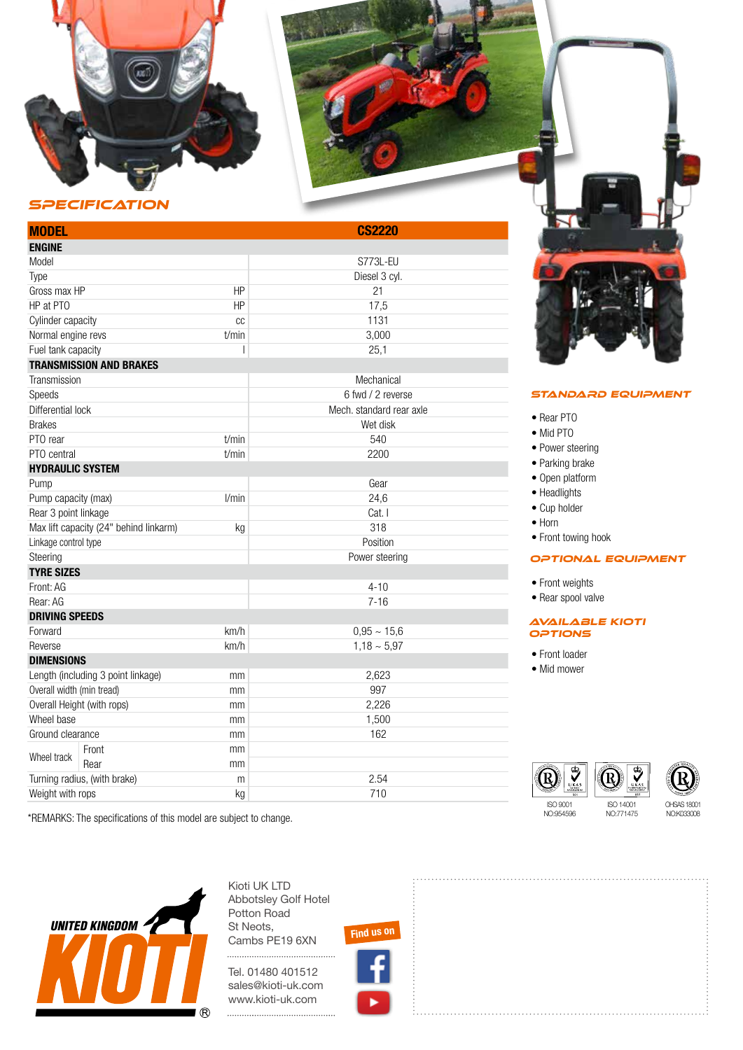## SPECIFICATION

| MODEL | | CS2220 |
|---|---|---|
| **ENGINE** | | |
| Model | | S773L-EU |
| Type | | Diesel 3 cyl. |
| Gross max HP | HP | 21 |
| HP at PTO | HP | 17,5 |
| Cylinder capacity | cc | 1131 |
| Normal engine revs | t/min | 3,000 |
| Fuel tank capacity | l | 25,1 |
| **TRANSMISSION AND BRAKES** | | |
| Transmission | | Mechanical |
| Speeds | | 6 fwd / 2 reverse |
| Differential lock | | Mech. standard rear axle |
| Brakes | | Wet disk |
| PTO rear | t/min | 540 |
| PTO central | t/min | 2200 |
| **HYDRAULIC SYSTEM** | | |
| Pump | | Gear |
| Pump capacity (max) | l/min | 24,6 |
| Rear 3 point linkage | | Cat. I |
| Max lift capacity (24" behind linkarm) | kg | 318 |
| Linkage control type | | Position |
| Steering | | Power steering |
| **TYRE SIZES** | | |
| Front: AG | | 4-10 |
| Rear: AG | | 7-16 |
| **DRIVING SPEEDS** | | |
| Forward | km/h | 0,95 ~ 15,6 |
| Reverse | km/h | 1,18 ~ 5,97 |
| **DIMENSIONS** | | |
| Length (including 3 point linkage) | mm | 2,623 |
| Overall width (min tread) | mm | 997 |
| Overall Height (with rops) | mm | 2,226 |
| Wheel base | mm | 1,500 |
| Ground clearance | mm | 162 |
| Wheel track – Front | mm | |
| Wheel track – Rear | mm | |
| Turning radius, (with brake) | m | 2.54 |
| Weight with rops | kg | 710 |

*REMARKS: The specifications of this model are subject to change.

## STANDARD EQUIPMENT

- Rear PTO
- Mid PTO
- Power steering
- Parking brake
- Open platform
- Headlights
- Cup holder
- Horn
- Front towing hook

## OPTIONAL EQUIPMENT

- Front weights
- Rear spool valve

## AVAILABLE KIOTI OPTIONS

- Front loader
- Mid mower

ISO 9001 NO:954596
ISO 14001 NO:771475
OHSAS 18001 NO:K033008

UNITED KINGDOM KIOTI®

Kioti UK LTD
Abbotsley Golf Hotel
Potton Road
St Neots,
Cambs PE19 6XN

Tel. 01480 401512
sales@kioti-uk.com
www.kioti-uk.com

Find us on